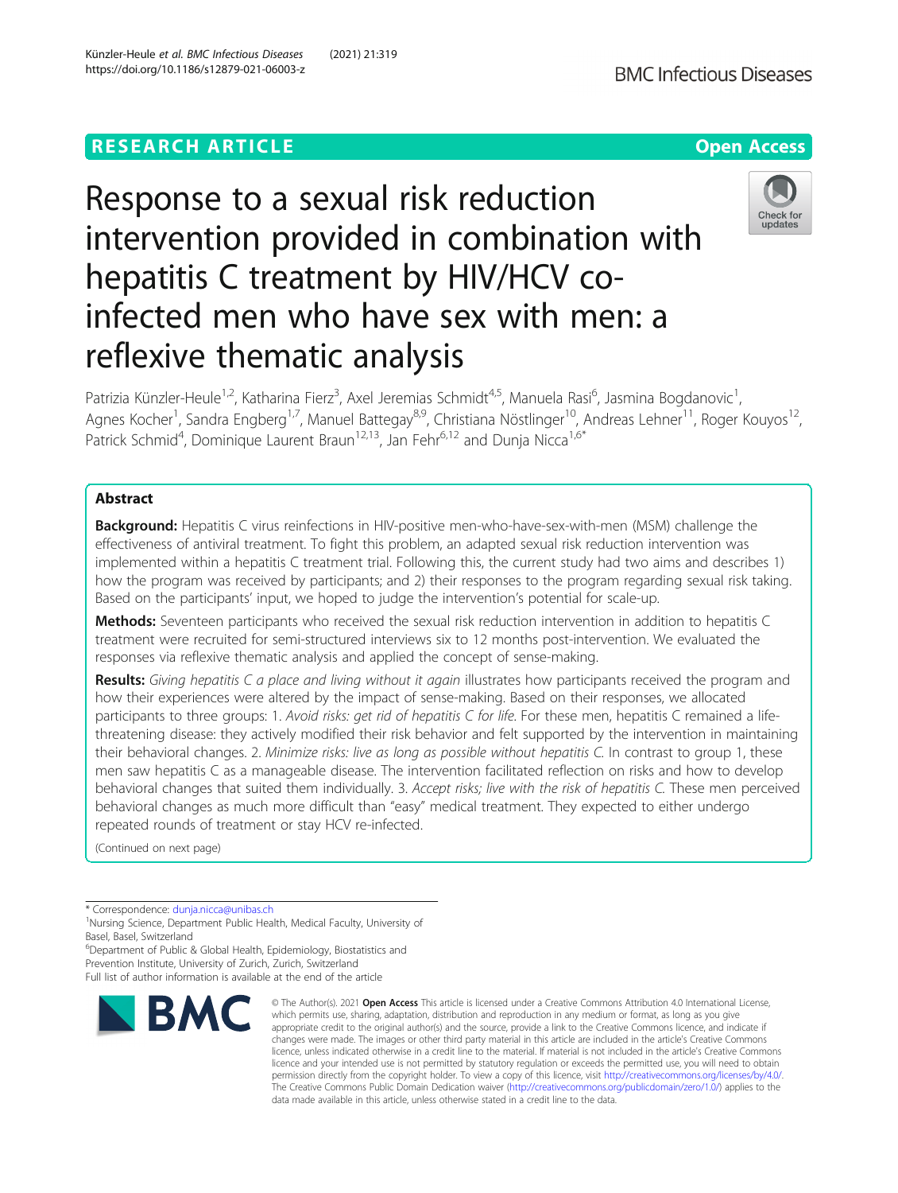RESEARCH ARTICLE

Open Access

# Response to a sexual risk reduction intervention provided in combination with hepatitis C treatment by HIV/HCV co-infected men who have sex with men: a reflexive thematic analysis

Patrizia Künzler-Heule[1,2], Katharina Fierz[3], Axel Jeremias Schmidt[4,5], Manuela Rasi[6], Jasmina Bogdanovic[1], Agnes Kocher[1], Sandra Engberg[1,7], Manuel Battegay[8,9], Christiana Nöstlinger[10], Andreas Lehner[11], Roger Kouyos[12], Patrick Schmid[4], Dominique Laurent Braun[12,13], Jan Fehr[6,12] and Dunja Nicca[1,6*]

## Abstract

**Background:** Hepatitis C virus reinfections in HIV-positive men-who-have-sex-with-men (MSM) challenge the effectiveness of antiviral treatment. To fight this problem, an adapted sexual risk reduction intervention was implemented within a hepatitis C treatment trial. Following this, the current study had two aims and describes 1) how the program was received by participants; and 2) their responses to the program regarding sexual risk taking. Based on the participants' input, we hoped to judge the intervention's potential for scale-up.

**Methods:** Seventeen participants who received the sexual risk reduction intervention in addition to hepatitis C treatment were recruited for semi-structured interviews six to 12 months post-intervention. We evaluated the responses via reflexive thematic analysis and applied the concept of sense-making.

**Results:** *Giving hepatitis C a place and living without it again* illustrates how participants received the program and how their experiences were altered by the impact of sense-making. Based on their responses, we allocated participants to three groups: 1. *Avoid risks: get rid of hepatitis C for life.* For these men, hepatitis C remained a life-threatening disease: they actively modified their risk behavior and felt supported by the intervention in maintaining their behavioral changes. 2. *Minimize risks: live as long as possible without hepatitis C.* In contrast to group 1, these men saw hepatitis C as a manageable disease. The intervention facilitated reflection on risks and how to develop behavioral changes that suited them individually. 3. *Accept risks; live with the risk of hepatitis C.* These men perceived behavioral changes as much more difficult than "easy" medical treatment. They expected to either undergo repeated rounds of treatment or stay HCV re-infected.

(Continued on next page)

\* Correspondence: dunja.nicca@unibas.ch
[1]Nursing Science, Department Public Health, Medical Faculty, University of Basel, Basel, Switzerland
[6]Department of Public & Global Health, Epidemiology, Biostatistics and Prevention Institute, University of Zurich, Zurich, Switzerland
Full list of author information is available at the end of the article

© The Author(s). 2021 **Open Access** This article is licensed under a Creative Commons Attribution 4.0 International License, which permits use, sharing, adaptation, distribution and reproduction in any medium or format, as long as you give appropriate credit to the original author(s) and the source, provide a link to the Creative Commons licence, and indicate if changes were made. The images or other third party material in this article are included in the article's Creative Commons licence, unless indicated otherwise in a credit line to the material. If material is not included in the article's Creative Commons licence and your intended use is not permitted by statutory regulation or exceeds the permitted use, you will need to obtain permission directly from the copyright holder. To view a copy of this licence, visit http://creativecommons.org/licenses/by/4.0/. The Creative Commons Public Domain Dedication waiver (http://creativecommons.org/publicdomain/zero/1.0/) applies to the data made available in this article, unless otherwise stated in a credit line to the data.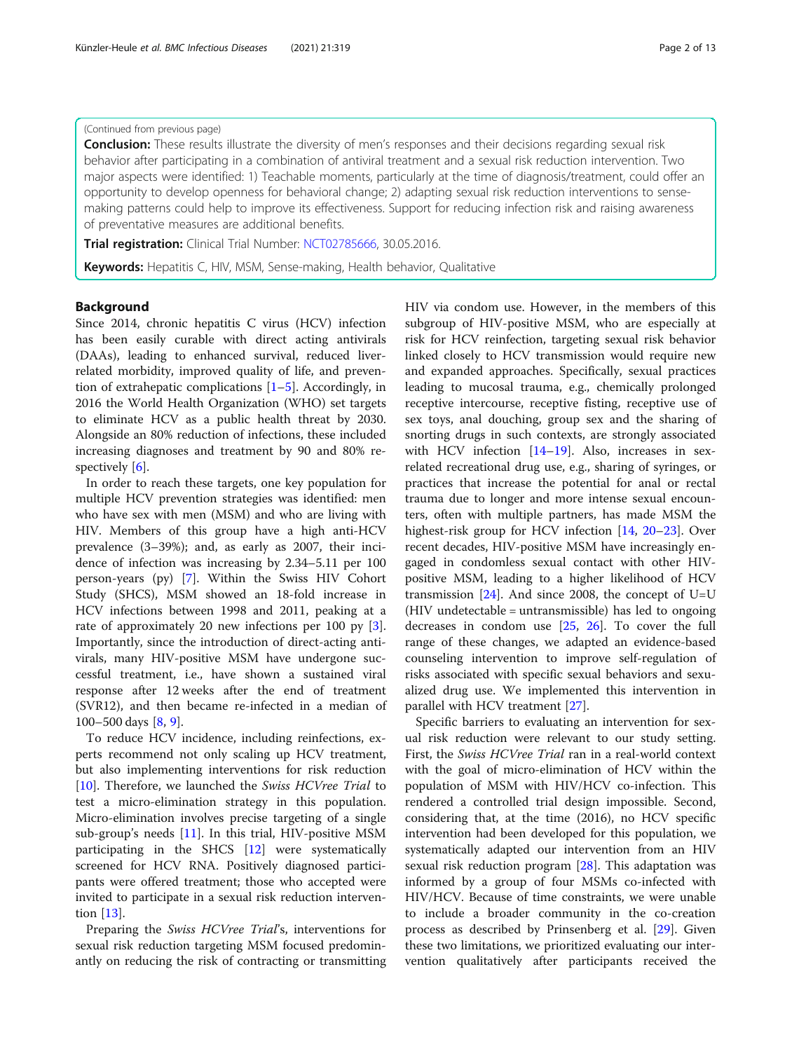(Continued from previous page)

**Conclusion:** These results illustrate the diversity of men's responses and their decisions regarding sexual risk behavior after participating in a combination of antiviral treatment and a sexual risk reduction intervention. Two major aspects were identified: 1) Teachable moments, particularly at the time of diagnosis/treatment, could offer an opportunity to develop openness for behavioral change; 2) adapting sexual risk reduction interventions to sense-making patterns could help to improve its effectiveness. Support for reducing infection risk and raising awareness of preventative measures are additional benefits.

**Trial registration:** Clinical Trial Number: NCT02785666, 30.05.2016.

**Keywords:** Hepatitis C, HIV, MSM, Sense-making, Health behavior, Qualitative

## Background

Since 2014, chronic hepatitis C virus (HCV) infection has been easily curable with direct acting antivirals (DAAs), leading to enhanced survival, reduced liver-related morbidity, improved quality of life, and prevention of extrahepatic complications [1–5]. Accordingly, in 2016 the World Health Organization (WHO) set targets to eliminate HCV as a public health threat by 2030. Alongside an 80% reduction of infections, these included increasing diagnoses and treatment by 90 and 80% respectively [6].

In order to reach these targets, one key population for multiple HCV prevention strategies was identified: men who have sex with men (MSM) and who are living with HIV. Members of this group have a high anti-HCV prevalence (3–39%); and, as early as 2007, their incidence of infection was increasing by 2.34–5.11 per 100 person-years (py) [7]. Within the Swiss HIV Cohort Study (SHCS), MSM showed an 18-fold increase in HCV infections between 1998 and 2011, peaking at a rate of approximately 20 new infections per 100 py [3]. Importantly, since the introduction of direct-acting antivirals, many HIV-positive MSM have undergone successful treatment, i.e., have shown a sustained viral response after 12 weeks after the end of treatment (SVR12), and then became re-infected in a median of 100–500 days [8, 9].

To reduce HCV incidence, including reinfections, experts recommend not only scaling up HCV treatment, but also implementing interventions for risk reduction [10]. Therefore, we launched the *Swiss HCVree Trial* to test a micro-elimination strategy in this population. Micro-elimination involves precise targeting of a single sub-group's needs [11]. In this trial, HIV-positive MSM participating in the SHCS [12] were systematically screened for HCV RNA. Positively diagnosed participants were offered treatment; those who accepted were invited to participate in a sexual risk reduction intervention [13].

Preparing the *Swiss HCVree Trial*'s, interventions for sexual risk reduction targeting MSM focused predominantly on reducing the risk of contracting or transmitting HIV via condom use. However, in the members of this subgroup of HIV-positive MSM, who are especially at risk for HCV reinfection, targeting sexual risk behavior linked closely to HCV transmission would require new and expanded approaches. Specifically, sexual practices leading to mucosal trauma, e.g., chemically prolonged receptive intercourse, receptive fisting, receptive use of sex toys, anal douching, group sex and the sharing of snorting drugs in such contexts, are strongly associated with HCV infection [14–19]. Also, increases in sex-related recreational drug use, e.g., sharing of syringes, or practices that increase the potential for anal or rectal trauma due to longer and more intense sexual encounters, often with multiple partners, has made MSM the highest-risk group for HCV infection [14, 20–23]. Over recent decades, HIV-positive MSM have increasingly engaged in condomless sexual contact with other HIV-positive MSM, leading to a higher likelihood of HCV transmission [24]. And since 2008, the concept of U=U (HIV undetectable = untransmissible) has led to ongoing decreases in condom use [25, 26]. To cover the full range of these changes, we adapted an evidence-based counseling intervention to improve self-regulation of risks associated with specific sexual behaviors and sexualized drug use. We implemented this intervention in parallel with HCV treatment [27].

Specific barriers to evaluating an intervention for sexual risk reduction were relevant to our study setting. First, the *Swiss HCVree Trial* ran in a real-world context with the goal of micro-elimination of HCV within the population of MSM with HIV/HCV co-infection. This rendered a controlled trial design impossible. Second, considering that, at the time (2016), no HCV specific intervention had been developed for this population, we systematically adapted our intervention from an HIV sexual risk reduction program [28]. This adaptation was informed by a group of four MSMs co-infected with HIV/HCV. Because of time constraints, we were unable to include a broader community in the co-creation process as described by Prinsenberg et al. [29]. Given these two limitations, we prioritized evaluating our intervention qualitatively after participants received the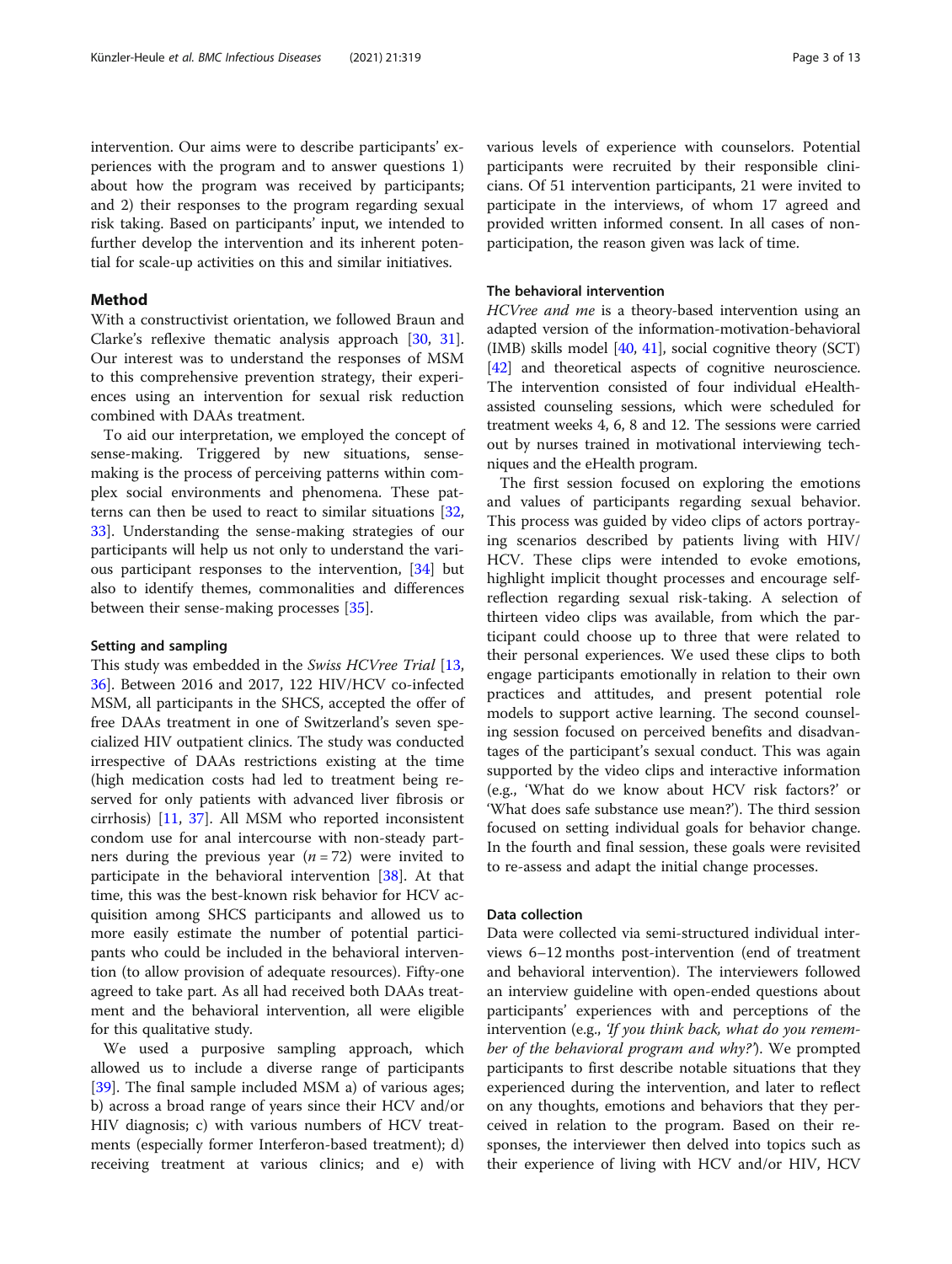intervention. Our aims were to describe participants' experiences with the program and to answer questions 1) about how the program was received by participants; and 2) their responses to the program regarding sexual risk taking. Based on participants' input, we intended to further develop the intervention and its inherent potential for scale-up activities on this and similar initiatives.

## Method

With a constructivist orientation, we followed Braun and Clarke's reflexive thematic analysis approach [30, 31]. Our interest was to understand the responses of MSM to this comprehensive prevention strategy, their experiences using an intervention for sexual risk reduction combined with DAAs treatment.

To aid our interpretation, we employed the concept of sense-making. Triggered by new situations, sense-making is the process of perceiving patterns within complex social environments and phenomena. These patterns can then be used to react to similar situations [32, 33]. Understanding the sense-making strategies of our participants will help us not only to understand the various participant responses to the intervention, [34] but also to identify themes, commonalities and differences between their sense-making processes [35].

### Setting and sampling

This study was embedded in the *Swiss HCVree Trial* [13, 36]. Between 2016 and 2017, 122 HIV/HCV co-infected MSM, all participants in the SHCS, accepted the offer of free DAAs treatment in one of Switzerland's seven specialized HIV outpatient clinics. The study was conducted irrespective of DAAs restrictions existing at the time (high medication costs had led to treatment being reserved for only patients with advanced liver fibrosis or cirrhosis) [11, 37]. All MSM who reported inconsistent condom use for anal intercourse with non-steady partners during the previous year ($n = 72$) were invited to participate in the behavioral intervention [38]. At that time, this was the best-known risk behavior for HCV acquisition among SHCS participants and allowed us to more easily estimate the number of potential participants who could be included in the behavioral intervention (to allow provision of adequate resources). Fifty-one agreed to take part. As all had received both DAAs treatment and the behavioral intervention, all were eligible for this qualitative study.

We used a purposive sampling approach, which allowed us to include a diverse range of participants [39]. The final sample included MSM a) of various ages; b) across a broad range of years since their HCV and/or HIV diagnosis; c) with various numbers of HCV treatments (especially former Interferon-based treatment); d) receiving treatment at various clinics; and e) with various levels of experience with counselors. Potential participants were recruited by their responsible clinicians. Of 51 intervention participants, 21 were invited to participate in the interviews, of whom 17 agreed and provided written informed consent. In all cases of non-participation, the reason given was lack of time.

### The behavioral intervention

*HCVree and me* is a theory-based intervention using an adapted version of the information-motivation-behavioral (IMB) skills model [40, 41], social cognitive theory (SCT) [42] and theoretical aspects of cognitive neuroscience. The intervention consisted of four individual eHealth-assisted counseling sessions, which were scheduled for treatment weeks 4, 6, 8 and 12. The sessions were carried out by nurses trained in motivational interviewing techniques and the eHealth program.

The first session focused on exploring the emotions and values of participants regarding sexual behavior. This process was guided by video clips of actors portraying scenarios described by patients living with HIV/HCV. These clips were intended to evoke emotions, highlight implicit thought processes and encourage self-reflection regarding sexual risk-taking. A selection of thirteen video clips was available, from which the participant could choose up to three that were related to their personal experiences. We used these clips to both engage participants emotionally in relation to their own practices and attitudes, and present potential role models to support active learning. The second counseling session focused on perceived benefits and disadvantages of the participant's sexual conduct. This was again supported by the video clips and interactive information (e.g., 'What do we know about HCV risk factors?' or 'What does safe substance use mean?'). The third session focused on setting individual goals for behavior change. In the fourth and final session, these goals were revisited to re-assess and adapt the initial change processes.

### Data collection

Data were collected via semi-structured individual interviews 6–12 months post-intervention (end of treatment and behavioral intervention). The interviewers followed an interview guideline with open-ended questions about participants' experiences with and perceptions of the intervention (e.g., *'If you think back, what do you remember of the behavioral program and why?'*). We prompted participants to first describe notable situations that they experienced during the intervention, and later to reflect on any thoughts, emotions and behaviors that they perceived in relation to the program. Based on their responses, the interviewer then delved into topics such as their experience of living with HCV and/or HIV, HCV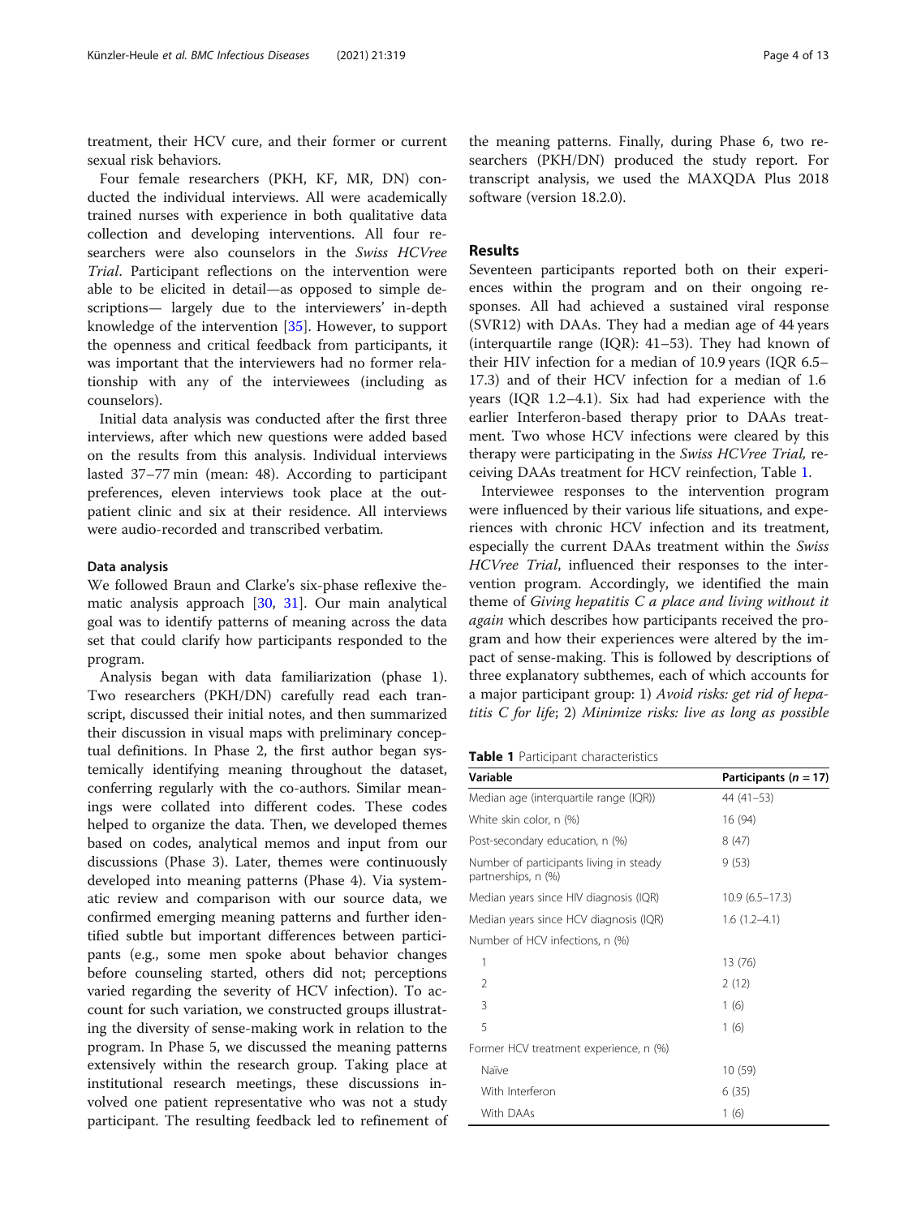treatment, their HCV cure, and their former or current sexual risk behaviors.

Four female researchers (PKH, KF, MR, DN) conducted the individual interviews. All were academically trained nurses with experience in both qualitative data collection and developing interventions. All four researchers were also counselors in the *Swiss HCVree Trial*. Participant reflections on the intervention were able to be elicited in detail—as opposed to simple descriptions— largely due to the interviewers' in-depth knowledge of the intervention [35]. However, to support the openness and critical feedback from participants, it was important that the interviewers had no former relationship with any of the interviewees (including as counselors).

Initial data analysis was conducted after the first three interviews, after which new questions were added based on the results from this analysis. Individual interviews lasted 37–77 min (mean: 48). According to participant preferences, eleven interviews took place at the outpatient clinic and six at their residence. All interviews were audio-recorded and transcribed verbatim.

### Data analysis

We followed Braun and Clarke's six-phase reflexive thematic analysis approach [30, 31]. Our main analytical goal was to identify patterns of meaning across the data set that could clarify how participants responded to the program.

Analysis began with data familiarization (phase 1). Two researchers (PKH/DN) carefully read each transcript, discussed their initial notes, and then summarized their discussion in visual maps with preliminary conceptual definitions. In Phase 2, the first author began systemically identifying meaning throughout the dataset, conferring regularly with the co-authors. Similar meanings were collated into different codes. These codes helped to organize the data. Then, we developed themes based on codes, analytical memos and input from our discussions (Phase 3). Later, themes were continuously developed into meaning patterns (Phase 4). Via systematic review and comparison with our source data, we confirmed emerging meaning patterns and further identified subtle but important differences between participants (e.g., some men spoke about behavior changes before counseling started, others did not; perceptions varied regarding the severity of HCV infection). To account for such variation, we constructed groups illustrating the diversity of sense-making work in relation to the program. In Phase 5, we discussed the meaning patterns extensively within the research group. Taking place at institutional research meetings, these discussions involved one patient representative who was not a study participant. The resulting feedback led to refinement of the meaning patterns. Finally, during Phase 6, two researchers (PKH/DN) produced the study report. For transcript analysis, we used the MAXQDA Plus 2018 software (version 18.2.0).

## Results

Seventeen participants reported both on their experiences within the program and on their ongoing responses. All had achieved a sustained viral response (SVR12) with DAAs. They had a median age of 44 years (interquartile range (IQR): 41–53). They had known of their HIV infection for a median of 10.9 years (IQR 6.5–17.3) and of their HCV infection for a median of 1.6 years (IQR 1.2–4.1). Six had had experience with the earlier Interferon-based therapy prior to DAAs treatment. Two whose HCV infections were cleared by this therapy were participating in the *Swiss HCVree Trial*, receiving DAAs treatment for HCV reinfection, Table 1.

Interviewee responses to the intervention program were influenced by their various life situations, and experiences with chronic HCV infection and its treatment, especially the current DAAs treatment within the *Swiss HCVree Trial*, influenced their responses to the intervention program. Accordingly, we identified the main theme of *Giving hepatitis C a place and living without it again* which describes how participants received the program and how their experiences were altered by the impact of sense-making. This is followed by descriptions of three explanatory subthemes, each of which accounts for a major participant group: 1) *Avoid risks: get rid of hepatitis C for life*; 2) *Minimize risks: live as long as possible*

**Table 1** Participant characteristics

| Variable | Participants (*n* = 17) |
|---|---|
| Median age (interquartile range (IQR)) | 44 (41–53) |
| White skin color, n (%) | 16 (94) |
| Post-secondary education, n (%) | 8 (47) |
| Number of participants living in steady partnerships, n (%) | 9 (53) |
| Median years since HIV diagnosis (IQR) | 10.9 (6.5–17.3) |
| Median years since HCV diagnosis (IQR) | 1.6 (1.2–4.1) |
| Number of HCV infections, n (%) | |
| 1 | 13 (76) |
| 2 | 2 (12) |
| 3 | 1 (6) |
| 5 | 1 (6) |
| Former HCV treatment experience, n (%) | |
| Naïve | 10 (59) |
| With Interferon | 6 (35) |
| With DAAs | 1 (6) |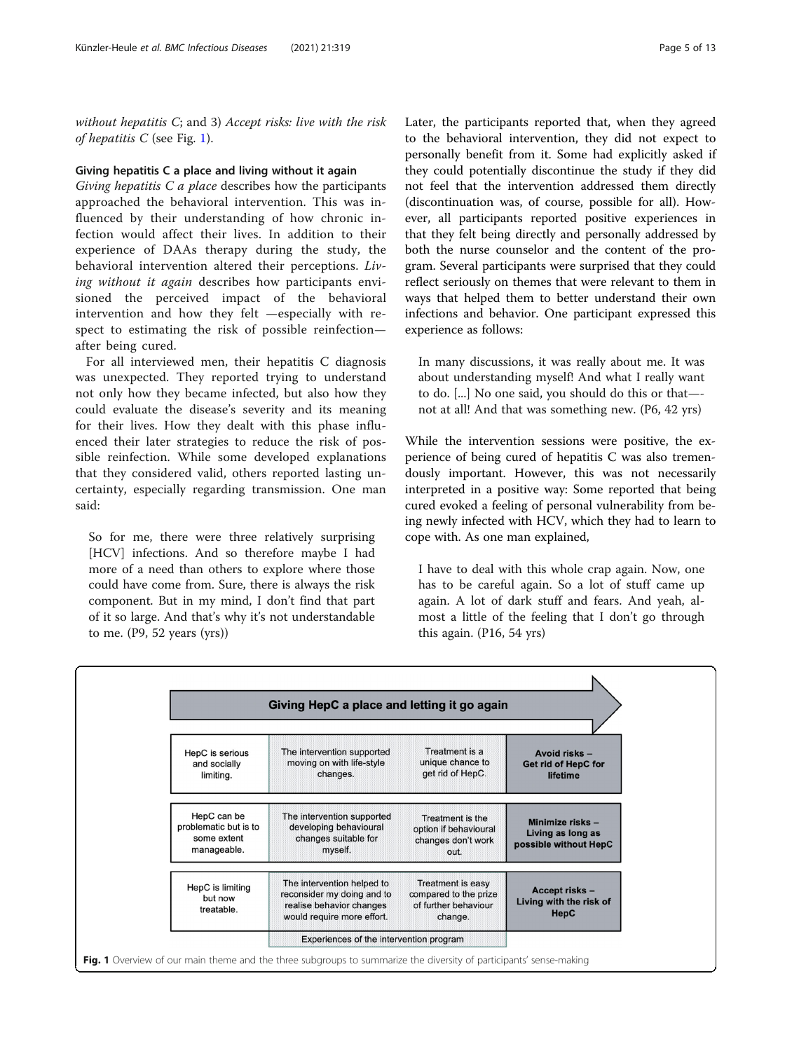*without hepatitis C*; and 3) *Accept risks: live with the risk of hepatitis C* (see Fig. 1).

### Giving hepatitis C a place and living without it again

*Giving hepatitis C a place* describes how the participants approached the behavioral intervention. This was influenced by their understanding of how chronic infection would affect their lives. In addition to their experience of DAAs therapy during the study, the behavioral intervention altered their perceptions. *Living without it again* describes how participants envisioned the perceived impact of the behavioral intervention and how they felt —especially with respect to estimating the risk of possible reinfection— after being cured.

For all interviewed men, their hepatitis C diagnosis was unexpected. They reported trying to understand not only how they became infected, but also how they could evaluate the disease's severity and its meaning for their lives. How they dealt with this phase influenced their later strategies to reduce the risk of possible reinfection. While some developed explanations that they considered valid, others reported lasting uncertainty, especially regarding transmission. One man said:

> So for me, there were three relatively surprising [HCV] infections. And so therefore maybe I had more of a need than others to explore where those could have come from. Sure, there is always the risk component. But in my mind, I don't find that part of it so large. And that's why it's not understandable to me. (P9, 52 years (yrs))

Later, the participants reported that, when they agreed to the behavioral intervention, they did not expect to personally benefit from it. Some had explicitly asked if they could potentially discontinue the study if they did not feel that the intervention addressed them directly (discontinuation was, of course, possible for all). However, all participants reported positive experiences in that they felt being directly and personally addressed by both the nurse counselor and the content of the program. Several participants were surprised that they could reflect seriously on themes that were relevant to them in ways that helped them to better understand their own infections and behavior. One participant expressed this experience as follows:

> In many discussions, it was really about me. It was about understanding myself! And what I really want to do. [...] No one said, you should do this or that—not at all! And that was something new. (P6, 42 yrs)

While the intervention sessions were positive, the experience of being cured of hepatitis C was also tremendously important. However, this was not necessarily interpreted in a positive way: Some reported that being cured evoked a feeling of personal vulnerability from being newly infected with HCV, which they had to learn to cope with. As one man explained,

> I have to deal with this whole crap again. Now, one has to be careful again. So a lot of stuff came up again. A lot of dark stuff and fears. And yeah, almost a little of the feeling that I don't go through this again. (P16, 54 yrs)

| Giving HepC a place and letting it go again | | | |
|---|---|---|---|
| HepC is serious and socially limiting. | The intervention supported moving on with life-style changes. | Treatment is a unique chance to get rid of HepC. | **Avoid risks – Get rid of HepC for lifetime** |
| HepC can be problematic but is to some extent manageable. | The intervention supported developing behavioural changes suitable for myself. | Treatment is the option if behavioural changes don't work out. | **Minimize risks – Living as long as possible without HepC** |
| HepC is limiting but now treatable. | The intervention helped to reconsider my doing and to realise behavior changes would require more effort. | Treatment is easy compared to the prize of further behaviour change. | **Accept risks – Living with the risk of HepC** |
| | Experiences of the intervention program | | |

**Fig. 1** Overview of our main theme and the three subgroups to summarize the diversity of participants' sense-making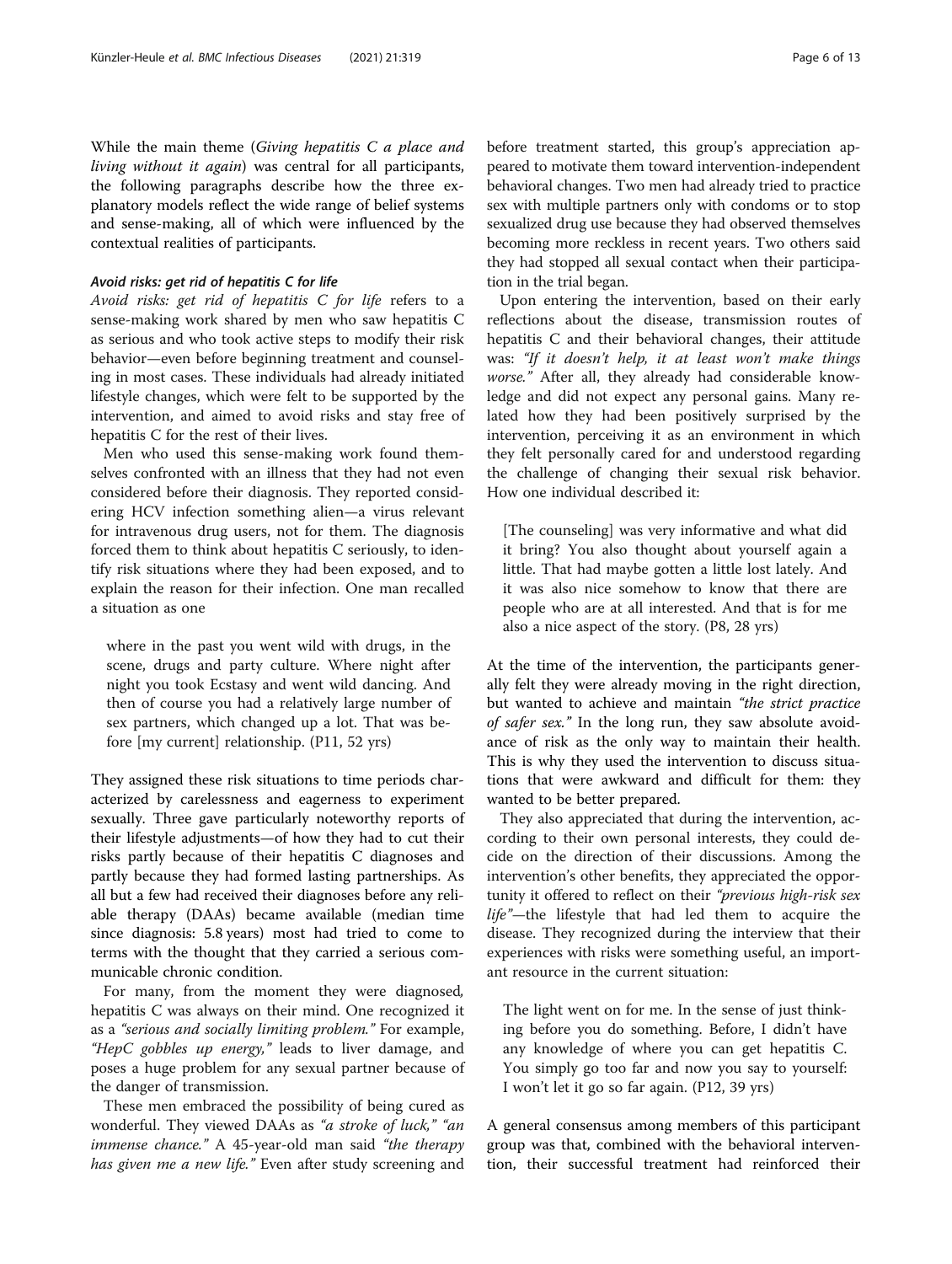While the main theme (*Giving hepatitis C a place and living without it again*) was central for all participants, the following paragraphs describe how the three explanatory models reflect the wide range of belief systems and sense-making, all of which were influenced by the contextual realities of participants.

#### *Avoid risks: get rid of hepatitis C for life*

*Avoid risks: get rid of hepatitis C for life* refers to a sense-making work shared by men who saw hepatitis C as serious and who took active steps to modify their risk behavior—even before beginning treatment and counseling in most cases. These individuals had already initiated lifestyle changes, which were felt to be supported by the intervention, and aimed to avoid risks and stay free of hepatitis C for the rest of their lives.

Men who used this sense-making work found themselves confronted with an illness that they had not even considered before their diagnosis. They reported considering HCV infection something alien—a virus relevant for intravenous drug users, not for them. The diagnosis forced them to think about hepatitis C seriously, to identify risk situations where they had been exposed, and to explain the reason for their infection. One man recalled a situation as one

> where in the past you went wild with drugs, in the scene, drugs and party culture. Where night after night you took Ecstasy and went wild dancing. And then of course you had a relatively large number of sex partners, which changed up a lot. That was before [my current] relationship. (P11, 52 yrs)

They assigned these risk situations to time periods characterized by carelessness and eagerness to experiment sexually. Three gave particularly noteworthy reports of their lifestyle adjustments—of how they had to cut their risks partly because of their hepatitis C diagnoses and partly because they had formed lasting partnerships. As all but a few had received their diagnoses before any reliable therapy (DAAs) became available (median time since diagnosis: 5.8 years) most had tried to come to terms with the thought that they carried a serious communicable chronic condition.

For many, from the moment they were diagnosed, hepatitis C was always on their mind. One recognized it as a *"serious and socially limiting problem."* For example, *"HepC gobbles up energy,"* leads to liver damage, and poses a huge problem for any sexual partner because of the danger of transmission.

These men embraced the possibility of being cured as wonderful. They viewed DAAs as *"a stroke of luck," "an immense chance."* A 45-year-old man said *"the therapy has given me a new life."* Even after study screening and before treatment started, this group's appreciation appeared to motivate them toward intervention-independent behavioral changes. Two men had already tried to practice sex with multiple partners only with condoms or to stop sexualized drug use because they had observed themselves becoming more reckless in recent years. Two others said they had stopped all sexual contact when their participation in the trial began.

Upon entering the intervention, based on their early reflections about the disease, transmission routes of hepatitis C and their behavioral changes, their attitude was: *"If it doesn't help, it at least won't make things worse."* After all, they already had considerable knowledge and did not expect any personal gains. Many related how they had been positively surprised by the intervention, perceiving it as an environment in which they felt personally cared for and understood regarding the challenge of changing their sexual risk behavior. How one individual described it:

> [The counseling] was very informative and what did it bring? You also thought about yourself again a little. That had maybe gotten a little lost lately. And it was also nice somehow to know that there are people who are at all interested. And that is for me also a nice aspect of the story. (P8, 28 yrs)

At the time of the intervention, the participants generally felt they were already moving in the right direction, but wanted to achieve and maintain *"the strict practice of safer sex."* In the long run, they saw absolute avoidance of risk as the only way to maintain their health. This is why they used the intervention to discuss situations that were awkward and difficult for them: they wanted to be better prepared.

They also appreciated that during the intervention, according to their own personal interests, they could decide on the direction of their discussions. Among the intervention's other benefits, they appreciated the opportunity it offered to reflect on their *"previous high-risk sex life"*—the lifestyle that had led them to acquire the disease. They recognized during the interview that their experiences with risks were something useful, an important resource in the current situation:

> The light went on for me. In the sense of just thinking before you do something. Before, I didn't have any knowledge of where you can get hepatitis C. You simply go too far and now you say to yourself: I won't let it go so far again. (P12, 39 yrs)

A general consensus among members of this participant group was that, combined with the behavioral intervention, their successful treatment had reinforced their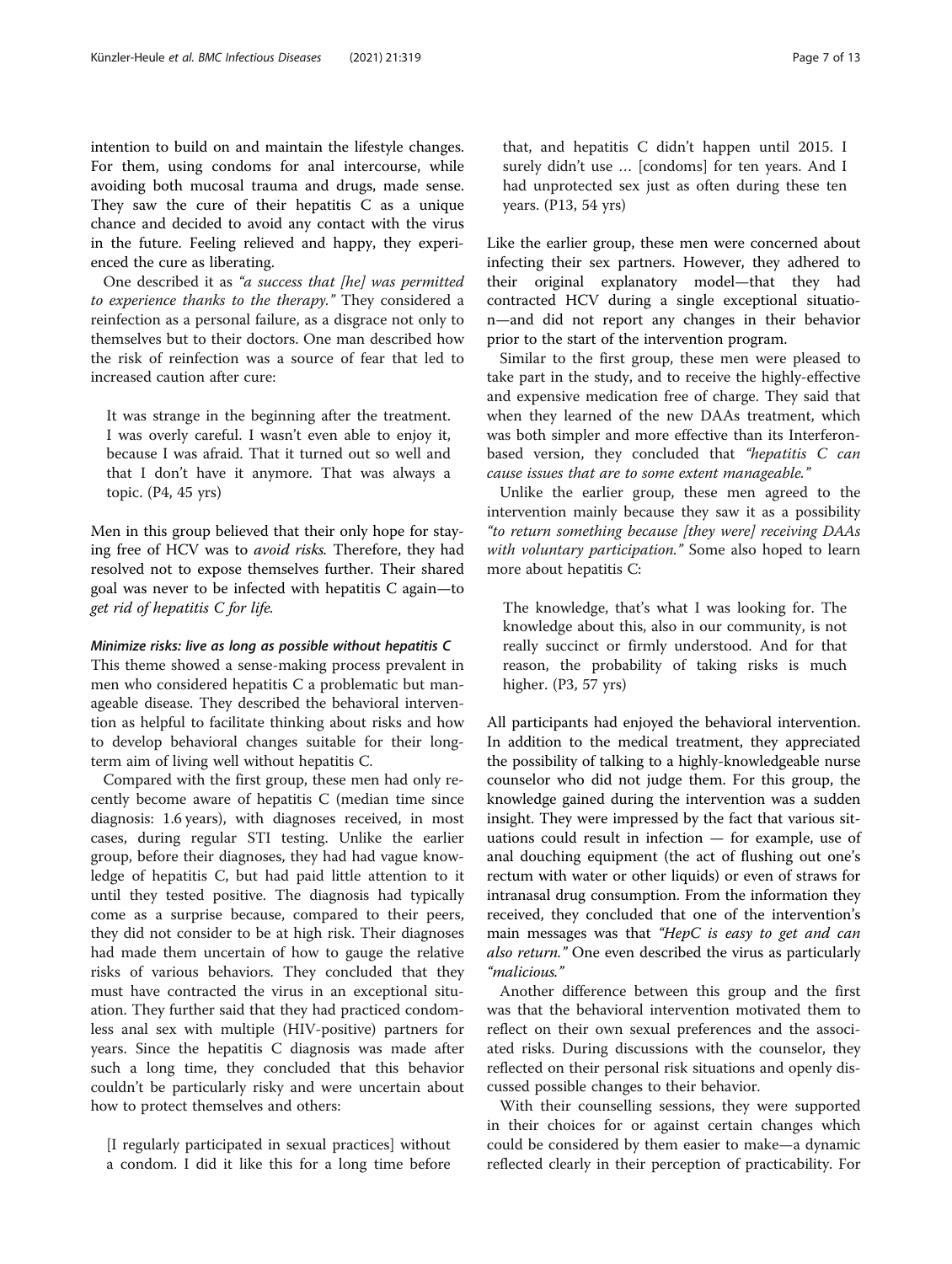intention to build on and maintain the lifestyle changes. For them, using condoms for anal intercourse, while avoiding both mucosal trauma and drugs, made sense. They saw the cure of their hepatitis C as a unique chance and decided to avoid any contact with the virus in the future. Feeling relieved and happy, they experienced the cure as liberating.

One described it as *"a success that [he] was permitted to experience thanks to the therapy."* They considered a reinfection as a personal failure, as a disgrace not only to themselves but to their doctors. One man described how the risk of reinfection was a source of fear that led to increased caution after cure:

> It was strange in the beginning after the treatment. I was overly careful. I wasn't even able to enjoy it, because I was afraid. That it turned out so well and that I don't have it anymore. That was always a topic. (P4, 45 yrs)

Men in this group believed that their only hope for staying free of HCV was to *avoid risks.* Therefore, they had resolved not to expose themselves further. Their shared goal was never to be infected with hepatitis C again—to *get rid of hepatitis C for life.*

#### *Minimize risks: live as long as possible without hepatitis C*

This theme showed a sense-making process prevalent in men who considered hepatitis C a problematic but manageable disease. They described the behavioral intervention as helpful to facilitate thinking about risks and how to develop behavioral changes suitable for their long-term aim of living well without hepatitis C.

Compared with the first group, these men had only recently become aware of hepatitis C (median time since diagnosis: 1.6 years), with diagnoses received, in most cases, during regular STI testing. Unlike the earlier group, before their diagnoses, they had had vague knowledge of hepatitis C, but had paid little attention to it until they tested positive. The diagnosis had typically come as a surprise because, compared to their peers, they did not consider to be at high risk. Their diagnoses had made them uncertain of how to gauge the relative risks of various behaviors. They concluded that they must have contracted the virus in an exceptional situation. They further said that they had practiced condomless anal sex with multiple (HIV-positive) partners for years. Since the hepatitis C diagnosis was made after such a long time, they concluded that this behavior couldn't be particularly risky and were uncertain about how to protect themselves and others:

> [I regularly participated in sexual practices] without a condom. I did it like this for a long time before that, and hepatitis C didn't happen until 2015. I surely didn't use … [condoms] for ten years. And I had unprotected sex just as often during these ten years. (P13, 54 yrs)

Like the earlier group, these men were concerned about infecting their sex partners. However, they adhered to their original explanatory model—that they had contracted HCV during a single exceptional situation—and did not report any changes in their behavior prior to the start of the intervention program.

Similar to the first group, these men were pleased to take part in the study, and to receive the highly-effective and expensive medication free of charge. They said that when they learned of the new DAAs treatment, which was both simpler and more effective than its Interferon-based version, they concluded that *"hepatitis C can cause issues that are to some extent manageable."*

Unlike the earlier group, these men agreed to the intervention mainly because they saw it as a possibility *"to return something because [they were] receiving DAAs with voluntary participation."* Some also hoped to learn more about hepatitis C:

> The knowledge, that's what I was looking for. The knowledge about this, also in our community, is not really succinct or firmly understood. And for that reason, the probability of taking risks is much higher. (P3, 57 yrs)

All participants had enjoyed the behavioral intervention. In addition to the medical treatment, they appreciated the possibility of talking to a highly-knowledgeable nurse counselor who did not judge them. For this group, the knowledge gained during the intervention was a sudden insight. They were impressed by the fact that various situations could result in infection — for example, use of anal douching equipment (the act of flushing out one's rectum with water or other liquids) or even of straws for intranasal drug consumption. From the information they received, they concluded that one of the intervention's main messages was that *"HepC is easy to get and can also return."* One even described the virus as particularly *"malicious."*

Another difference between this group and the first was that the behavioral intervention motivated them to reflect on their own sexual preferences and the associated risks. During discussions with the counselor, they reflected on their personal risk situations and openly discussed possible changes to their behavior.

With their counselling sessions, they were supported in their choices for or against certain changes which could be considered by them easier to make—a dynamic reflected clearly in their perception of practicability. For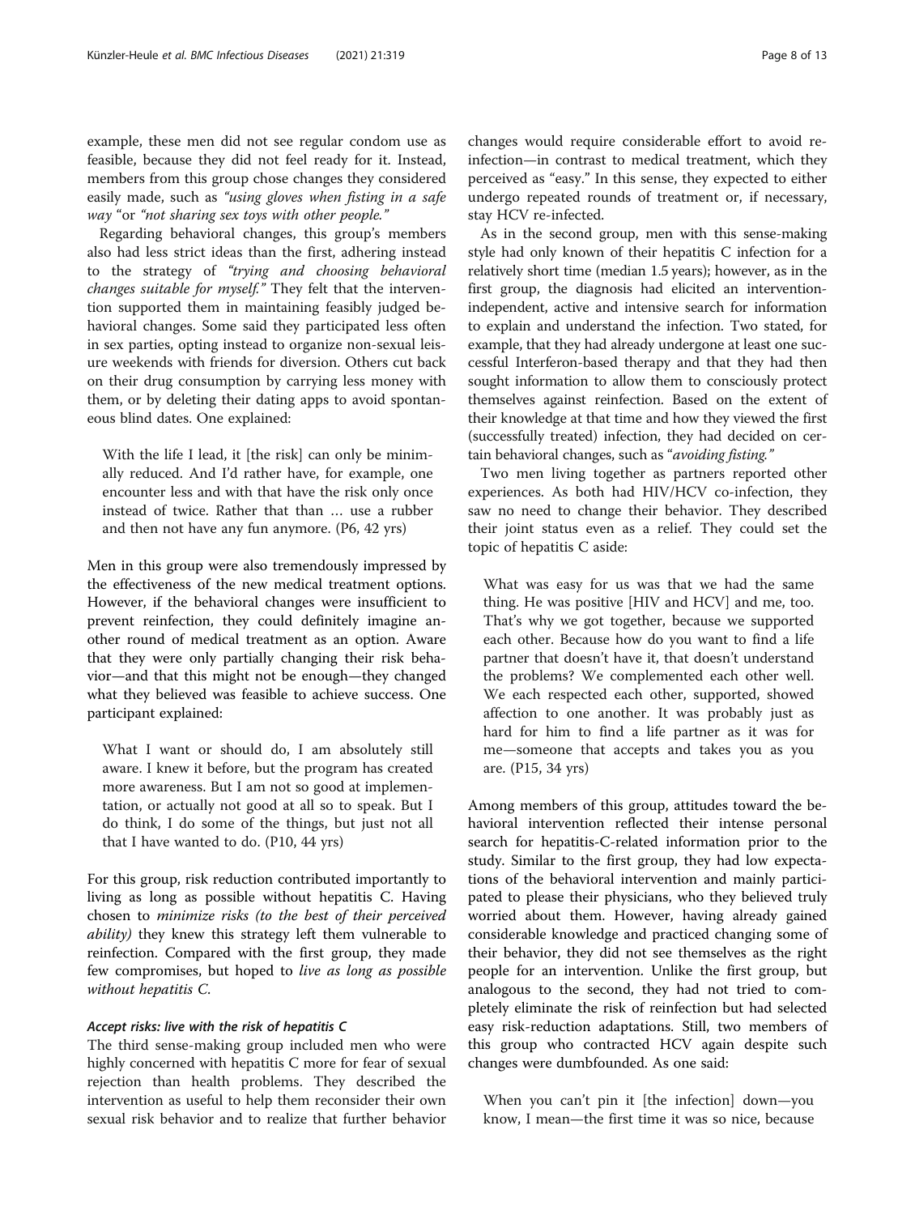example, these men did not see regular condom use as feasible, because they did not feel ready for it. Instead, members from this group chose changes they considered easily made, such as *"using gloves when fisting in a safe way"* or *"not sharing sex toys with other people."*

Regarding behavioral changes, this group's members also had less strict ideas than the first, adhering instead to the strategy of *"trying and choosing behavioral changes suitable for myself."* They felt that the intervention supported them in maintaining feasibly judged behavioral changes. Some said they participated less often in sex parties, opting instead to organize non-sexual leisure weekends with friends for diversion. Others cut back on their drug consumption by carrying less money with them, or by deleting their dating apps to avoid spontaneous blind dates. One explained:

> With the life I lead, it [the risk] can only be minimally reduced. And I'd rather have, for example, one encounter less and with that have the risk only once instead of twice. Rather that than … use a rubber and then not have any fun anymore. (P6, 42 yrs)

Men in this group were also tremendously impressed by the effectiveness of the new medical treatment options. However, if the behavioral changes were insufficient to prevent reinfection, they could definitely imagine another round of medical treatment as an option. Aware that they were only partially changing their risk behavior—and that this might not be enough—they changed what they believed was feasible to achieve success. One participant explained:

> What I want or should do, I am absolutely still aware. I knew it before, but the program has created more awareness. But I am not so good at implementation, or actually not good at all so to speak. But I do think, I do some of the things, but just not all that I have wanted to do. (P10, 44 yrs)

For this group, risk reduction contributed importantly to living as long as possible without hepatitis C. Having chosen to *minimize risks (to the best of their perceived ability)* they knew this strategy left them vulnerable to reinfection. Compared with the first group, they made few compromises, but hoped to *live as long as possible without hepatitis C.*

#### *Accept risks: live with the risk of hepatitis C*

The third sense-making group included men who were highly concerned with hepatitis C more for fear of sexual rejection than health problems. They described the intervention as useful to help them reconsider their own sexual risk behavior and to realize that further behavior changes would require considerable effort to avoid reinfection—in contrast to medical treatment, which they perceived as "easy." In this sense, they expected to either undergo repeated rounds of treatment or, if necessary, stay HCV re-infected.

As in the second group, men with this sense-making style had only known of their hepatitis C infection for a relatively short time (median 1.5 years); however, as in the first group, the diagnosis had elicited an intervention-independent, active and intensive search for information to explain and understand the infection. Two stated, for example, that they had already undergone at least one successful Interferon-based therapy and that they had then sought information to allow them to consciously protect themselves against reinfection. Based on the extent of their knowledge at that time and how they viewed the first (successfully treated) infection, they had decided on certain behavioral changes, such as "*avoiding fisting.*"

Two men living together as partners reported other experiences. As both had HIV/HCV co-infection, they saw no need to change their behavior. They described their joint status even as a relief. They could set the topic of hepatitis C aside:

> What was easy for us was that we had the same thing. He was positive [HIV and HCV] and me, too. That's why we got together, because we supported each other. Because how do you want to find a life partner that doesn't have it, that doesn't understand the problems? We complemented each other well. We each respected each other, supported, showed affection to one another. It was probably just as hard for him to find a life partner as it was for me—someone that accepts and takes you as you are. (P15, 34 yrs)

Among members of this group, attitudes toward the behavioral intervention reflected their intense personal search for hepatitis-C-related information prior to the study. Similar to the first group, they had low expectations of the behavioral intervention and mainly participated to please their physicians, who they believed truly worried about them. However, having already gained considerable knowledge and practiced changing some of their behavior, they did not see themselves as the right people for an intervention. Unlike the first group, but analogous to the second, they had not tried to completely eliminate the risk of reinfection but had selected easy risk-reduction adaptations. Still, two members of this group who contracted HCV again despite such changes were dumbfounded. As one said:

> When you can't pin it [the infection] down—you know, I mean—the first time it was so nice, because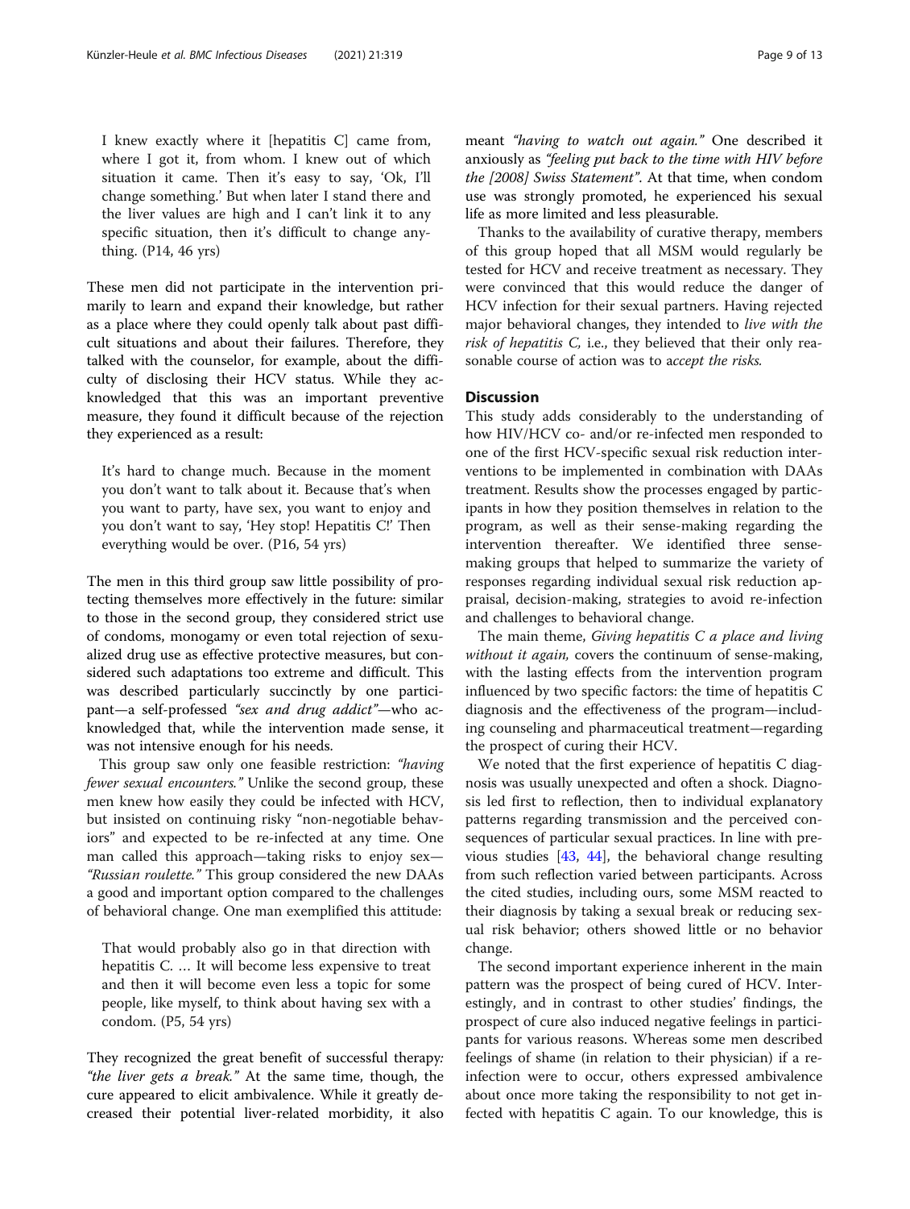I knew exactly where it [hepatitis C] came from, where I got it, from whom. I knew out of which situation it came. Then it's easy to say, 'Ok, I'll change something.' But when later I stand there and the liver values are high and I can't link it to any specific situation, then it's difficult to change anything. (P14, 46 yrs)

These men did not participate in the intervention primarily to learn and expand their knowledge, but rather as a place where they could openly talk about past difficult situations and about their failures. Therefore, they talked with the counselor, for example, about the difficulty of disclosing their HCV status. While they acknowledged that this was an important preventive measure, they found it difficult because of the rejection they experienced as a result:

It's hard to change much. Because in the moment you don't want to talk about it. Because that's when you want to party, have sex, you want to enjoy and you don't want to say, 'Hey stop! Hepatitis C!' Then everything would be over. (P16, 54 yrs)

The men in this third group saw little possibility of protecting themselves more effectively in the future: similar to those in the second group, they considered strict use of condoms, monogamy or even total rejection of sexualized drug use as effective protective measures, but considered such adaptations too extreme and difficult. This was described particularly succinctly by one participant—a self-professed *"sex and drug addict"*—who acknowledged that, while the intervention made sense, it was not intensive enough for his needs.

This group saw only one feasible restriction: *"having fewer sexual encounters."* Unlike the second group, these men knew how easily they could be infected with HCV, but insisted on continuing risky "non-negotiable behaviors" and expected to be re-infected at any time. One man called this approach—taking risks to enjoy sex—*"Russian roulette."* This group considered the new DAAs a good and important option compared to the challenges of behavioral change. One man exemplified this attitude:

That would probably also go in that direction with hepatitis C. … It will become less expensive to treat and then it will become even less a topic for some people, like myself, to think about having sex with a condom. (P5, 54 yrs)

They recognized the great benefit of successful therapy: *"the liver gets a break."* At the same time, though, the cure appeared to elicit ambivalence. While it greatly decreased their potential liver-related morbidity, it also meant *"having to watch out again."* One described it anxiously as *"feeling put back to the time with HIV before the [2008] Swiss Statement"*. At that time, when condom use was strongly promoted, he experienced his sexual life as more limited and less pleasurable.

Thanks to the availability of curative therapy, members of this group hoped that all MSM would regularly be tested for HCV and receive treatment as necessary. They were convinced that this would reduce the danger of HCV infection for their sexual partners. Having rejected major behavioral changes, they intended to *live with the risk of hepatitis C,* i.e., they believed that their only reasonable course of action was to a*ccept the risks.*

## Discussion

This study adds considerably to the understanding of how HIV/HCV co- and/or re-infected men responded to one of the first HCV-specific sexual risk reduction interventions to be implemented in combination with DAAs treatment. Results show the processes engaged by participants in how they position themselves in relation to the program, as well as their sense-making regarding the intervention thereafter. We identified three sense-making groups that helped to summarize the variety of responses regarding individual sexual risk reduction appraisal, decision-making, strategies to avoid re-infection and challenges to behavioral change.

The main theme, *Giving hepatitis C a place and living without it again,* covers the continuum of sense-making, with the lasting effects from the intervention program influenced by two specific factors: the time of hepatitis C diagnosis and the effectiveness of the program—including counseling and pharmaceutical treatment—regarding the prospect of curing their HCV.

We noted that the first experience of hepatitis C diagnosis was usually unexpected and often a shock. Diagnosis led first to reflection, then to individual explanatory patterns regarding transmission and the perceived consequences of particular sexual practices. In line with previous studies [43, 44], the behavioral change resulting from such reflection varied between participants. Across the cited studies, including ours, some MSM reacted to their diagnosis by taking a sexual break or reducing sexual risk behavior; others showed little or no behavior change.

The second important experience inherent in the main pattern was the prospect of being cured of HCV. Interestingly, and in contrast to other studies' findings, the prospect of cure also induced negative feelings in participants for various reasons. Whereas some men described feelings of shame (in relation to their physician) if a re-infection were to occur, others expressed ambivalence about once more taking the responsibility to not get infected with hepatitis C again. To our knowledge, this is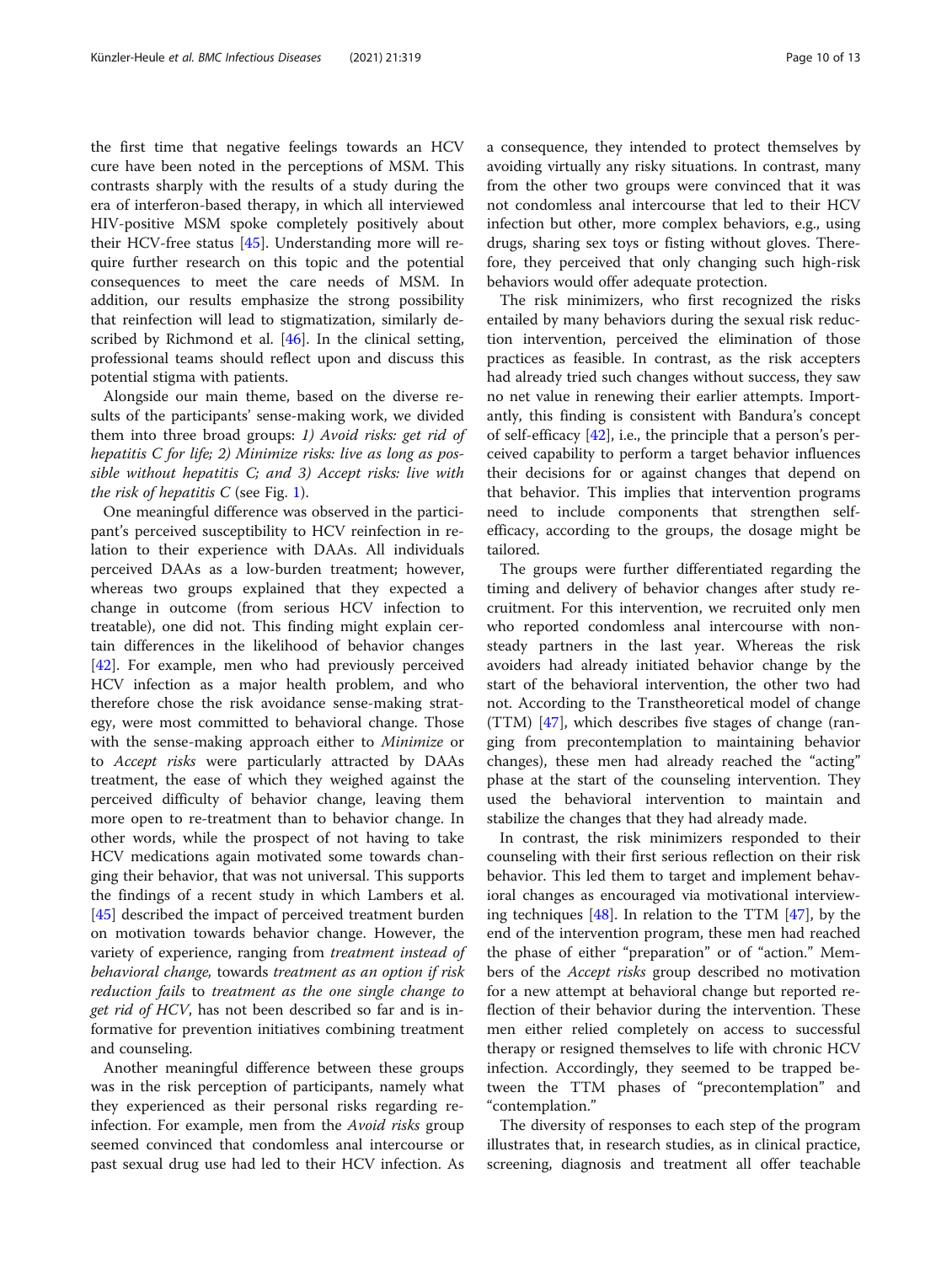the first time that negative feelings towards an HCV cure have been noted in the perceptions of MSM. This contrasts sharply with the results of a study during the era of interferon-based therapy, in which all interviewed HIV-positive MSM spoke completely positively about their HCV-free status [45]. Understanding more will require further research on this topic and the potential consequences to meet the care needs of MSM. In addition, our results emphasize the strong possibility that reinfection will lead to stigmatization, similarly described by Richmond et al. [46]. In the clinical setting, professional teams should reflect upon and discuss this potential stigma with patients.

Alongside our main theme, based on the diverse results of the participants' sense-making work, we divided them into three broad groups: *1) Avoid risks: get rid of hepatitis C for life; 2) Minimize risks: live as long as possible without hepatitis C; and 3) Accept risks: live with the risk of hepatitis C* (see Fig. 1).

One meaningful difference was observed in the participant's perceived susceptibility to HCV reinfection in relation to their experience with DAAs. All individuals perceived DAAs as a low-burden treatment; however, whereas two groups explained that they expected a change in outcome (from serious HCV infection to treatable), one did not. This finding might explain certain differences in the likelihood of behavior changes [42]. For example, men who had previously perceived HCV infection as a major health problem, and who therefore chose the risk avoidance sense-making strategy, were most committed to behavioral change. Those with the sense-making approach either to *Minimize* or to *Accept risks* were particularly attracted by DAAs treatment, the ease of which they weighed against the perceived difficulty of behavior change, leaving them more open to re-treatment than to behavior change. In other words, while the prospect of not having to take HCV medications again motivated some towards changing their behavior, that was not universal. This supports the findings of a recent study in which Lambers et al. [45] described the impact of perceived treatment burden on motivation towards behavior change. However, the variety of experience, ranging from *treatment instead of behavioral change,* towards *treatment as an option if risk reduction fails* to *treatment as the one single change to get rid of HCV*, has not been described so far and is informative for prevention initiatives combining treatment and counseling.

Another meaningful difference between these groups was in the risk perception of participants, namely what they experienced as their personal risks regarding reinfection. For example, men from the *Avoid risks* group seemed convinced that condomless anal intercourse or past sexual drug use had led to their HCV infection. As a consequence, they intended to protect themselves by avoiding virtually any risky situations. In contrast, many from the other two groups were convinced that it was not condomless anal intercourse that led to their HCV infection but other, more complex behaviors, e.g., using drugs, sharing sex toys or fisting without gloves. Therefore, they perceived that only changing such high-risk behaviors would offer adequate protection.

The risk minimizers, who first recognized the risks entailed by many behaviors during the sexual risk reduction intervention, perceived the elimination of those practices as feasible. In contrast, as the risk accepters had already tried such changes without success, they saw no net value in renewing their earlier attempts. Importantly, this finding is consistent with Bandura's concept of self-efficacy [42], i.e., the principle that a person's perceived capability to perform a target behavior influences their decisions for or against changes that depend on that behavior. This implies that intervention programs need to include components that strengthen self-efficacy, according to the groups, the dosage might be tailored.

The groups were further differentiated regarding the timing and delivery of behavior changes after study recruitment. For this intervention, we recruited only men who reported condomless anal intercourse with non-steady partners in the last year. Whereas the risk avoiders had already initiated behavior change by the start of the behavioral intervention, the other two had not. According to the Transtheoretical model of change (TTM) [47], which describes five stages of change (ranging from precontemplation to maintaining behavior changes), these men had already reached the "acting" phase at the start of the counseling intervention. They used the behavioral intervention to maintain and stabilize the changes that they had already made.

In contrast, the risk minimizers responded to their counseling with their first serious reflection on their risk behavior. This led them to target and implement behavioral changes as encouraged via motivational interviewing techniques [48]. In relation to the TTM [47], by the end of the intervention program, these men had reached the phase of either "preparation" or of "action." Members of the *Accept risks* group described no motivation for a new attempt at behavioral change but reported reflection of their behavior during the intervention. These men either relied completely on access to successful therapy or resigned themselves to life with chronic HCV infection. Accordingly, they seemed to be trapped between the TTM phases of "precontemplation" and "contemplation."

The diversity of responses to each step of the program illustrates that, in research studies, as in clinical practice, screening, diagnosis and treatment all offer teachable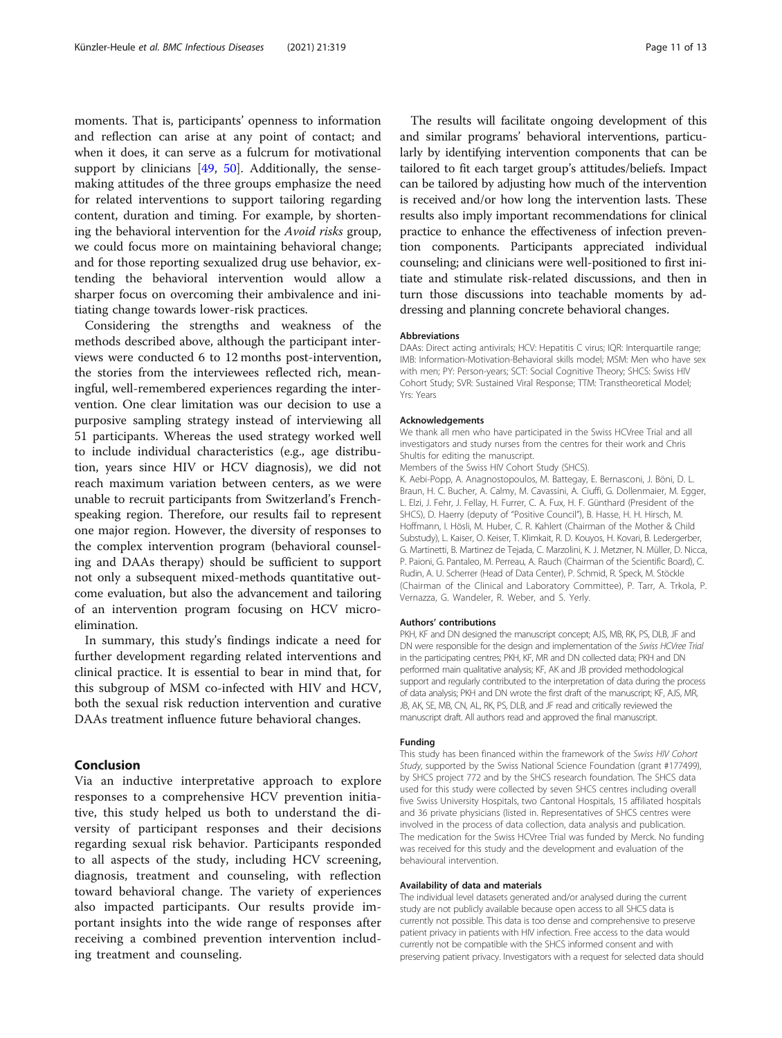moments. That is, participants' openness to information and reflection can arise at any point of contact; and when it does, it can serve as a fulcrum for motivational support by clinicians [49, 50]. Additionally, the sense-making attitudes of the three groups emphasize the need for related interventions to support tailoring regarding content, duration and timing. For example, by shortening the behavioral intervention for the *Avoid risks* group, we could focus more on maintaining behavioral change; and for those reporting sexualized drug use behavior, extending the behavioral intervention would allow a sharper focus on overcoming their ambivalence and initiating change towards lower-risk practices.

Considering the strengths and weakness of the methods described above, although the participant interviews were conducted 6 to 12 months post-intervention, the stories from the interviewees reflected rich, meaningful, well-remembered experiences regarding the intervention. One clear limitation was our decision to use a purposive sampling strategy instead of interviewing all 51 participants. Whereas the used strategy worked well to include individual characteristics (e.g., age distribution, years since HIV or HCV diagnosis), we did not reach maximum variation between centers, as we were unable to recruit participants from Switzerland's French-speaking region. Therefore, our results fail to represent one major region. However, the diversity of responses to the complex intervention program (behavioral counseling and DAAs therapy) should be sufficient to support not only a subsequent mixed-methods quantitative outcome evaluation, but also the advancement and tailoring of an intervention program focusing on HCV micro-elimination.

In summary, this study's findings indicate a need for further development regarding related interventions and clinical practice. It is essential to bear in mind that, for this subgroup of MSM co-infected with HIV and HCV, both the sexual risk reduction intervention and curative DAAs treatment influence future behavioral changes.

## Conclusion

Via an inductive interpretative approach to explore responses to a comprehensive HCV prevention initiative, this study helped us both to understand the diversity of participant responses and their decisions regarding sexual risk behavior. Participants responded to all aspects of the study, including HCV screening, diagnosis, treatment and counseling, with reflection toward behavioral change. The variety of experiences also impacted participants. Our results provide important insights into the wide range of responses after receiving a combined prevention intervention including treatment and counseling.

The results will facilitate ongoing development of this and similar programs' behavioral interventions, particularly by identifying intervention components that can be tailored to fit each target group's attitudes/beliefs. Impact can be tailored by adjusting how much of the intervention is received and/or how long the intervention lasts. These results also imply important recommendations for clinical practice to enhance the effectiveness of infection prevention components. Participants appreciated individual counseling; and clinicians were well-positioned to first initiate and stimulate risk-related discussions, and then in turn those discussions into teachable moments by addressing and planning concrete behavioral changes.

#### Abbreviations

DAAs: Direct acting antivirals; HCV: Hepatitis C virus; IQR: Interquartile range; IMB: Information-Motivation-Behavioral skills model; MSM: Men who have sex with men; PY: Person-years; SCT: Social Cognitive Theory; SHCS: Swiss HIV Cohort Study; SVR: Sustained Viral Response; TTM: Transtheoretical Model; Yrs: Years

#### Acknowledgements

We thank all men who have participated in the Swiss HCVree Trial and all investigators and study nurses from the centres for their work and Chris Shultis for editing the manuscript.

Members of the Swiss HIV Cohort Study (SHCS).

K. Aebi-Popp, A. Anagnostopoulos, M. Battegay, E. Bernasconi, J. Böni, D. L. Braun, H. C. Bucher, A. Calmy, M. Cavassini, A. Ciuffi, G. Dollenmaier, M. Egger, L. Elzi, J. Fehr, J. Fellay, H. Furrer, C. A. Fux, H. F. Günthard (President of the SHCS), D. Haerry (deputy of "Positive Council"), B. Hasse, H. H. Hirsch, M. Hoffmann, I. Hösli, M. Huber, C. R. Kahlert (Chairman of the Mother & Child Substudy), L. Kaiser, O. Keiser, T. Klimkait, R. D. Kouyos, H. Kovari, B. Ledergerber, G. Martinetti, B. Martinez de Tejada, C. Marzolini, K. J. Metzner, N. Müller, D. Nicca, P. Paioni, G. Pantaleo, M. Perreau, A. Rauch (Chairman of the Scientific Board), C. Rudin, A. U. Scherrer (Head of Data Center), P. Schmid, R. Speck, M. Stöckle (Chairman of the Clinical and Laboratory Committee), P. Tarr, A. Trkola, P. Vernazza, G. Wandeler, R. Weber, and S. Yerly.

#### Authors' contributions

PKH, KF and DN designed the manuscript concept; AJS, MB, RK, PS, DLB, JF and DN were responsible for the design and implementation of the *Swiss HCVree Trial* in the participating centres; PKH, KF, MR and DN collected data; PKH and DN performed main qualitative analysis; KF, AK and JB provided methodological support and regularly contributed to the interpretation of data during the process of data analysis; PKH and DN wrote the first draft of the manuscript; KF, AJS, MR, JB, AK, SE, MB, CN, AL, RK, PS, DLB, and JF read and critically reviewed the manuscript draft. All authors read and approved the final manuscript.

#### Funding

This study has been financed within the framework of the *Swiss HIV Cohort Study*, supported by the Swiss National Science Foundation (grant #177499), by SHCS project 772 and by the SHCS research foundation. The SHCS data used for this study were collected by seven SHCS centres including overall five Swiss University Hospitals, two Cantonal Hospitals, 15 affiliated hospitals and 36 private physicians (listed in. Representatives of SHCS centres were involved in the process of data collection, data analysis and publication. The medication for the Swiss HCVree Trial was funded by Merck. No funding was received for this study and the development and evaluation of the behavioural intervention.

#### Availability of data and materials

The individual level datasets generated and/or analysed during the current study are not publicly available because open access to all SHCS data is currently not possible. This data is too dense and comprehensive to preserve patient privacy in patients with HIV infection. Free access to the data would currently not be compatible with the SHCS informed consent and with preserving patient privacy. Investigators with a request for selected data should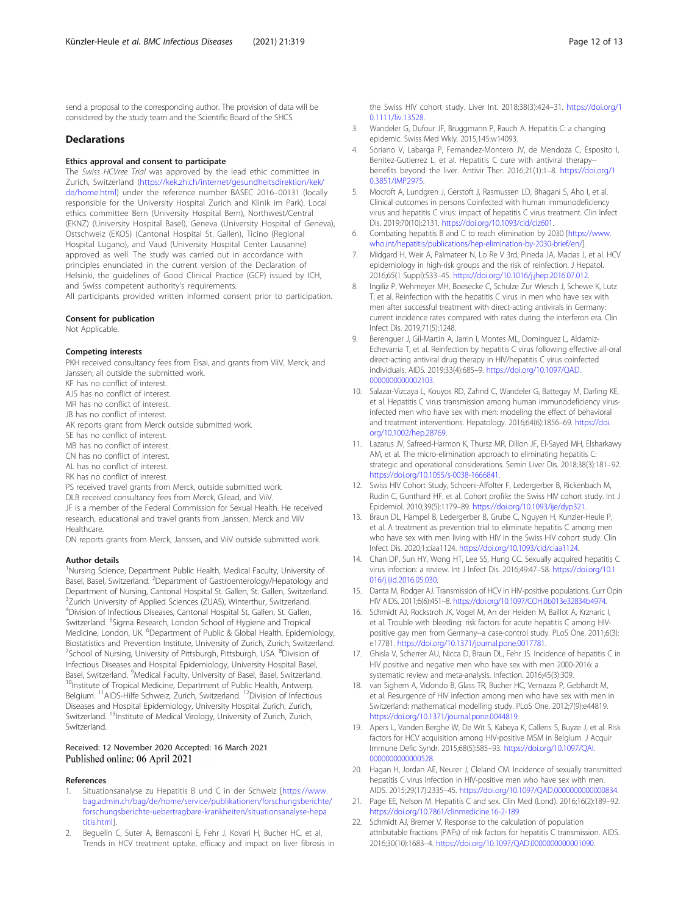send a proposal to the corresponding author. The provision of data will be considered by the study team and the Scientific Board of the SHCS.

## Declarations

### Ethics approval and consent to participate

The *Swiss HCVree Trial* was approved by the lead ethic committee in Zurich, Switzerland (https://kek.zh.ch/internet/gesundheitsdirektion/kek/de/home.html) under the reference number BASEC 2016–00131 (locally responsible for the University Hospital Zurich and Klinik im Park). Local ethics committee Bern (University Hospital Bern), Northwest/Central (EKNZ) (University Hospital Basel), Geneva (University Hospital of Geneva), Ostschweiz (EKOS) (Cantonal Hospital St. Gallen), Ticino (Regional Hospital Lugano), and Vaud (University Hospital Center Lausanne) approved as well. The study was carried out in accordance with principles enunciated in the current version of the Declaration of Helsinki, the guidelines of Good Clinical Practice (GCP) issued by ICH, and Swiss competent authority's requirements.

All participants provided written informed consent prior to participation.

### Consent for publication

Not Applicable.

### Competing interests

PKH received consultancy fees from Eisai, and grants from ViiV, Merck, and Janssen; all outside the submitted work.
KF has no conflict of interest.
AJS has no conflict of interest.
MR has no conflict of interest.
JB has no conflict of interest.
AK reports grant from Merck outside submitted work.
SE has no conflict of interest.
MB has no conflict of interest.
CN has no conflict of interest.
AL has no conflict of interest.
RK has no conflict of interest.
PS received travel grants from Merck, outside submitted work.
DLB received consultancy fees from Merck, Gilead, and ViiV.
JF is a member of the Federal Commission for Sexual Health. He received research, educational and travel grants from Janssen, Merck and ViiV Healthcare.
DN reports grants from Merck, Janssen, and ViiV outside submitted work.

### Author details

[1]Nursing Science, Department Public Health, Medical Faculty, University of Basel, Basel, Switzerland. [2]Department of Gastroenterology/Hepatology and Department of Nursing, Cantonal Hospital St. Gallen, St. Gallen, Switzerland. [3]Zurich University of Applied Sciences (ZUAS), Winterthur, Switzerland. [4]Division of Infectious Diseases, Cantonal Hospital St. Gallen, St. Gallen, Switzerland. [5]Sigma Research, London School of Hygiene and Tropical Medicine, London, UK. [6]Department of Public & Global Health, Epidemiology, Biostatistics and Prevention Institute, University of Zurich, Zurich, Switzerland. [7]School of Nursing, University of Pittsburgh, Pittsburgh, USA. [8]Division of Infectious Diseases and Hospital Epidemiology, University Hospital Basel, Basel, Switzerland. [9]Medical Faculty, University of Basel, Basel, Switzerland. [10]Institute of Tropical Medicine, Department of Public Health, Antwerp, Belgium. [11]AIDS-Hilfe Schweiz, Zurich, Switzerland. [12]Division of Infectious Diseases and Hospital Epidemiology, University Hospital Zurich, Zurich, Switzerland. [13]Institute of Medical Virology, University of Zurich, Zurich, Switzerland.

Received: 12 November 2020 Accepted: 16 March 2021
Published online: 06 April 2021

### References

1. Situationsanalyse zu Hepatitis B und C in der Schweiz [https://www.bag.admin.ch/bag/de/home/service/publikationen/forschungsberichte/forschungsberichte-uebertragbare-krankheiten/situationsanalyse-hepatitis.html].
2. Beguelin C, Suter A, Bernasconi E, Fehr J, Kovari H, Bucher HC, et al. Trends in HCV treatment uptake, efficacy and impact on liver fibrosis in the Swiss HIV cohort study. Liver Int. 2018;38(3):424–31. https://doi.org/10.1111/liv.13528.
3. Wandeler G, Dufour JF, Bruggmann P, Rauch A. Hepatitis C: a changing epidemic. Swiss Med Wkly. 2015;145:w14093.
4. Soriano V, Labarga P, Fernandez-Montero JV, de Mendoza C, Esposito I, Benitez-Gutierrez L, et al. Hepatitis C cure with antiviral therapy--benefits beyond the liver. Antivir Ther. 2016;21(1):1–8. https://doi.org/10.3851/IMP2975.
5. Mocroft A, Lundgren J, Gerstoft J, Rasmussen LD, Bhagani S, Aho I, et al. Clinical outcomes in persons Coinfected with human immunodeficiency virus and hepatitis C virus: impact of hepatitis C virus treatment. Clin Infect Dis. 2019;70(10):2131. https://doi.org/10.1093/cid/ciz601.
6. Combating hepatitis B and C to reach elimination by 2030 [https://www.who.int/hepatitis/publications/hep-elimination-by-2030-brief/en/].
7. Midgard H, Weir A, Palmateer N, Lo Re V 3rd, Pineda JA, Macias J, et al. HCV epidemiology in high-risk groups and the risk of reinfection. J Hepatol. 2016;65(1 Suppl):S33–45. https://doi.org/10.1016/j.jhep.2016.07.012.
8. Ingiliz P, Wehmeyer MH, Boesecke C, Schulze Zur Wiesch J, Schewe K, Lutz T, et al. Reinfection with the hepatitis C virus in men who have sex with men after successful treatment with direct-acting antivirals in Germany: current incidence rates compared with rates during the interferon era. Clin Infect Dis. 2019;71(5):1248.
9. Berenguer J, Gil-Martin A, Jarrin I, Montes ML, Dominguez L, Aldamiz-Echevarria T, et al. Reinfection by hepatitis C virus following effective all-oral direct-acting antiviral drug therapy in HIV/hepatitis C virus coinfected individuals. AIDS. 2019;33(4):685–9. https://doi.org/10.1097/QAD.0000000000002103.
10. Salazar-Vizcaya L, Kouyos RD, Zahnd C, Wandeler G, Battegay M, Darling KE, et al. Hepatitis C virus transmission among human immunodeficiency virus-infected men who have sex with men: modeling the effect of behavioral and treatment interventions. Hepatology. 2016;64(6):1856–69. https://doi.org/10.1002/hep.28769.
11. Lazarus JV, Safreed-Harmon K, Thursz MR, Dillon JF, El-Sayed MH, Elsharkawy AM, et al. The micro-elimination approach to eliminating hepatitis C: strategic and operational considerations. Semin Liver Dis. 2018;38(3):181–92. https://doi.org/10.1055/s-0038-1666841.
12. Swiss HIV Cohort Study, Schoeni-Affolter F, Ledergerber B, Rickenbach M, Rudin C, Gunthard HF, et al. Cohort profile: the Swiss HIV cohort study. Int J Epidemiol. 2010;39(5):1179–89. https://doi.org/10.1093/ije/dyp321.
13. Braun DL, Hampel B, Ledergerber B, Grube C, Nguyen H, Kunzler-Heule P, et al. A treatment as prevention trial to eliminate hepatitis C among men who have sex with men living with HIV in the Swiss HIV cohort study. Clin Infect Dis. 2020;1:ciaa1124. https://doi.org/10.1093/cid/ciaa1124.
14. Chan DP, Sun HY, Wong HT, Lee SS, Hung CC. Sexually acquired hepatitis C virus infection: a review. Int J Infect Dis. 2016;49:47–58. https://doi.org/10.1016/j.ijid.2016.05.030.
15. Danta M, Rodger AJ. Transmission of HCV in HIV-positive populations. Curr Opin HIV AIDS. 2011;6(6):451–8. https://doi.org/10.1097/COH.0b013e32834b4974.
16. Schmidt AJ, Rockstroh JK, Vogel M, An der Heiden M, Baillot A, Krznaric I, et al. Trouble with bleeding: risk factors for acute hepatitis C among HIV-positive gay men from Germany--a case-control study. PLoS One. 2011;6(3):e17781. https://doi.org/10.1371/journal.pone.0017781.
17. Ghisla V, Scherrer AU, Nicca D, Braun DL, Fehr JS. Incidence of hepatitis C in HIV positive and negative men who have sex with men 2000-2016: a systematic review and meta-analysis. Infection. 2016;45(3):309.
18. van Sighem A, Vidondo B, Glass TR, Bucher HC, Vernazza P, Gebhardt M, et al. Resurgence of HIV infection among men who have sex with men in Switzerland: mathematical modelling study. PLoS One. 2012;7(9):e44819. https://doi.org/10.1371/journal.pone.0044819.
19. Apers L, Vanden Berghe W, De Wit S, Kabeya K, Callens S, Buyze J, et al. Risk factors for HCV acquisition among HIV-positive MSM in Belgium. J Acquir Immune Defic Syndr. 2015;68(5):585–93. https://doi.org/10.1097/QAI.0000000000000528.
20. Hagan H, Jordan AE, Neurer J, Cleland CM. Incidence of sexually transmitted hepatitis C virus infection in HIV-positive men who have sex with men. AIDS. 2015;29(17):2335–45. https://doi.org/10.1097/QAD.0000000000000834.
21. Page EE, Nelson M. Hepatitis C and sex. Clin Med (Lond). 2016;16(2):189–92. https://doi.org/10.7861/clinmedicine.16-2-189.
22. Schmidt AJ, Bremer V. Response to the calculation of population attributable fractions (PAFs) of risk factors for hepatitis C transmission. AIDS. 2016;30(10):1683–4. https://doi.org/10.1097/QAD.0000000000001090.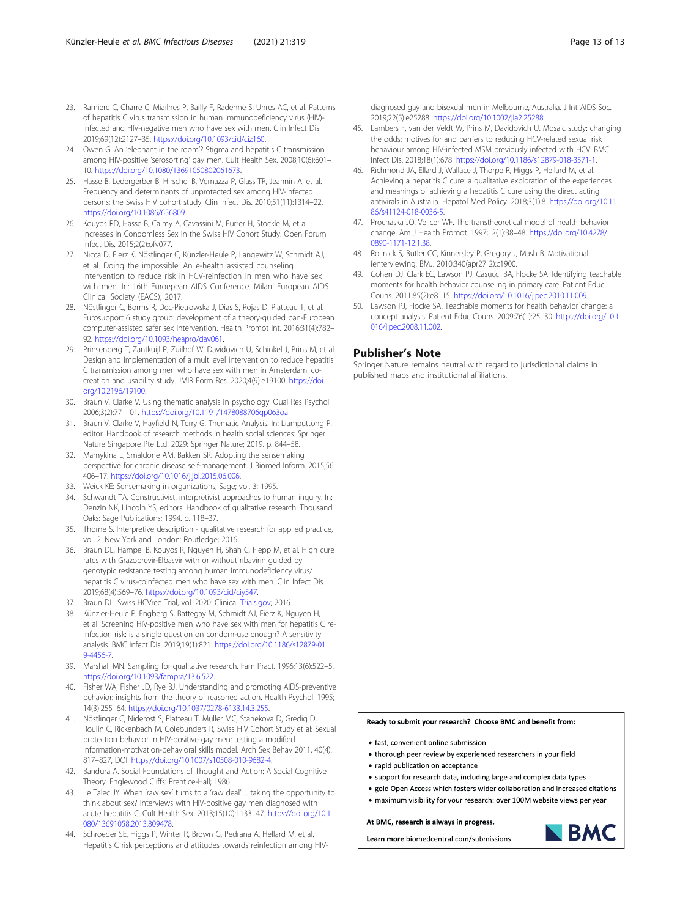23. Ramiere C, Charre C, Miailhes P, Bailly F, Radenne S, Uhres AC, et al. Patterns of hepatitis C virus transmission in human immunodeficiency virus (HIV)-infected and HIV-negative men who have sex with men. Clin Infect Dis. 2019;69(12):2127–35. https://doi.org/10.1093/cid/ciz160.
24. Owen G. An 'elephant in the room'? Stigma and hepatitis C transmission among HIV-positive 'serosorting' gay men. Cult Health Sex. 2008;10(6):601–10. https://doi.org/10.1080/13691050802061673.
25. Hasse B, Ledergerber B, Hirschel B, Vernazza P, Glass TR, Jeannin A, et al. Frequency and determinants of unprotected sex among HIV-infected persons: the Swiss HIV cohort study. Clin Infect Dis. 2010;51(11):1314–22. https://doi.org/10.1086/656809.
26. Kouyos RD, Hasse B, Calmy A, Cavassini M, Furrer H, Stockle M, et al. Increases in Condomless Sex in the Swiss HIV Cohort Study. Open Forum Infect Dis. 2015;2(2):ofv077.
27. Nicca D, Fierz K, Nöstlinger C, Künzler-Heule P, Langewitz W, Schmidt AJ, et al. Doing the impossible: An e-health assisted counseling intervention to reduce risk in HCV-reinfection in men who have sex with men. In: 16th Euroepean AIDS Conference. Milan: European AIDS Clinical Society (EACS); 2017.
28. Nöstlinger C, Borms R, Dec-Pietrowska J, Dias S, Rojas D, Platteau T, et al. Eurosupport 6 study group: development of a theory-guided pan-European computer-assisted safer sex intervention. Health Promot Int. 2016;31(4):782–92. https://doi.org/10.1093/heapro/dav061.
29. Prinsenberg T, Zantkuijl P, Zuilhof W, Davidovich U, Schinkel J, Prins M, et al. Design and implementation of a multilevel intervention to reduce hepatitis C transmission among men who have sex with men in Amsterdam: co-creation and usability study. JMIR Form Res. 2020;4(9):e19100. https://doi.org/10.2196/19100.
30. Braun V, Clarke V. Using thematic analysis in psychology. Qual Res Psychol. 2006;3(2):77–101. https://doi.org/10.1191/1478088706qp063oa.
31. Braun V, Clarke V, Hayfield N, Terry G. Thematic Analysis. In: Liamputtong P, editor. Handbook of research methods in health social sciences: Springer Nature Singapore Pte Ltd. 2029: Springer Nature; 2019. p. 844–58.
32. Mamykina L, Smaldone AM, Bakken SR. Adopting the sensemaking perspective for chronic disease self-management. J Biomed Inform. 2015;56:406–17. https://doi.org/10.1016/j.jbi.2015.06.006.
33. Weick KE: Sensemaking in organizations, Sage; vol. 3: 1995.
34. Schwandt TA. Constructivist, interpretivist approaches to human inquiry. In: Denzin NK, Lincoln YS, editors. Handbook of qualitative research. Thousand Oaks: Sage Publications; 1994. p. 118–37.
35. Thorne S. Interpretive description - qualitative research for applied practice, vol. 2. New York and London: Routledge; 2016.
36. Braun DL, Hampel B, Kouyos R, Nguyen H, Shah C, Flepp M, et al. High cure rates with Grazoprevir-Elbasvir with or without ribavirin guided by genotypic resistance testing among human immunodeficiency virus/ hepatitis C virus-coinfected men who have sex with men. Clin Infect Dis. 2019;68(4):569–76. https://doi.org/10.1093/cid/ciy547.
37. Braun DL. Swiss HCVree Trial, vol. 2020: Clinical Trials.gov; 2016.
38. Künzler-Heule P, Engberg S, Battegay M, Schmidt AJ, Fierz K, Nguyen H, et al. Screening HIV-positive men who have sex with men for hepatitis C re-infection risk: is a single question on condom-use enough? A sensitivity analysis. BMC Infect Dis. 2019;19(1):821. https://doi.org/10.1186/s12879-019-4456-7.
39. Marshall MN. Sampling for qualitative research. Fam Pract. 1996;13(6):522–5. https://doi.org/10.1093/fampra/13.6.522.
40. Fisher WA, Fisher JD, Rye BJ. Understanding and promoting AIDS-preventive behavior: insights from the theory of reasoned action. Health Psychol. 1995; 14(3):255–64. https://doi.org/10.1037/0278-6133.14.3.255.
41. Nöstlinger C, Niderost S, Platteau T, Muller MC, Stanekova D, Gredig D, Roulin C, Rickenbach M, Colebunders R, Swiss HIV Cohort Study et al: Sexual protection behavior in HIV-positive gay men: testing a modified information-motivation-behavioral skills model. Arch Sex Behav 2011, 40(4): 817–827, DOI: https://doi.org/10.1007/s10508-010-9682-4.
42. Bandura A. Social Foundations of Thought and Action: A Social Cognitive Theory. Englewood Cliffs: Prentice-Hall; 1986.
43. Le Talec JY. When 'raw sex' turns to a 'raw deal' ... taking the opportunity to think about sex? Interviews with HIV-positive gay men diagnosed with acute hepatitis C. Cult Health Sex. 2013;15(10):1133–47. https://doi.org/10.1080/13691058.2013.809478.
44. Schroeder SE, Higgs P, Winter R, Brown G, Pedrana A, Hellard M, et al. Hepatitis C risk perceptions and attitudes towards reinfection among HIV-diagnosed gay and bisexual men in Melbourne, Australia. J Int AIDS Soc. 2019;22(5):e25288. https://doi.org/10.1002/jia2.25288.
45. Lambers F, van der Veldt W, Prins M, Davidovich U. Mosaic study: changing the odds: motives for and barriers to reducing HCV-related sexual risk behaviour among HIV-infected MSM previously infected with HCV. BMC Infect Dis. 2018;18(1):678. https://doi.org/10.1186/s12879-018-3571-1.
46. Richmond JA, Ellard J, Wallace J, Thorpe R, Higgs P, Hellard M, et al. Achieving a hepatitis C cure: a qualitative exploration of the experiences and meanings of achieving a hepatitis C cure using the direct acting antivirals in Australia. Hepatol Med Policy. 2018;3(1):8. https://doi.org/10.1186/s41124-018-0036-5.
47. Prochaska JO, Velicer WF. The transtheoretical model of health behavior change. Am J Health Promot. 1997;12(1):38–48. https://doi.org/10.4278/0890-1171-12.1.38.
48. Rollnick S, Butler CC, Kinnersley P, Gregory J, Mash B. Motivational ienterviewing. BMJ. 2010;340(apr27 2):c1900.
49. Cohen DJ, Clark EC, Lawson PJ, Casucci BA, Flocke SA. Identifying teachable moments for health behavior counseling in primary care. Patient Educ Couns. 2011;85(2):e8–15. https://doi.org/10.1016/j.pec.2010.11.009.
50. Lawson PJ, Flocke SA. Teachable moments for health behavior change: a concept analysis. Patient Educ Couns. 2009;76(1):25–30. https://doi.org/10.1016/j.pec.2008.11.002.

## Publisher's Note

Springer Nature remains neutral with regard to jurisdictional claims in published maps and institutional affiliations.

**Ready to submit your research? Choose BMC and benefit from:**

- fast, convenient online submission
- thorough peer review by experienced researchers in your field
- rapid publication on acceptance
- support for research data, including large and complex data types
- gold Open Access which fosters wider collaboration and increased citations
- maximum visibility for your research: over 100M website views per year

**At BMC, research is always in progress.**

**Learn more** biomedcentral.com/submissions